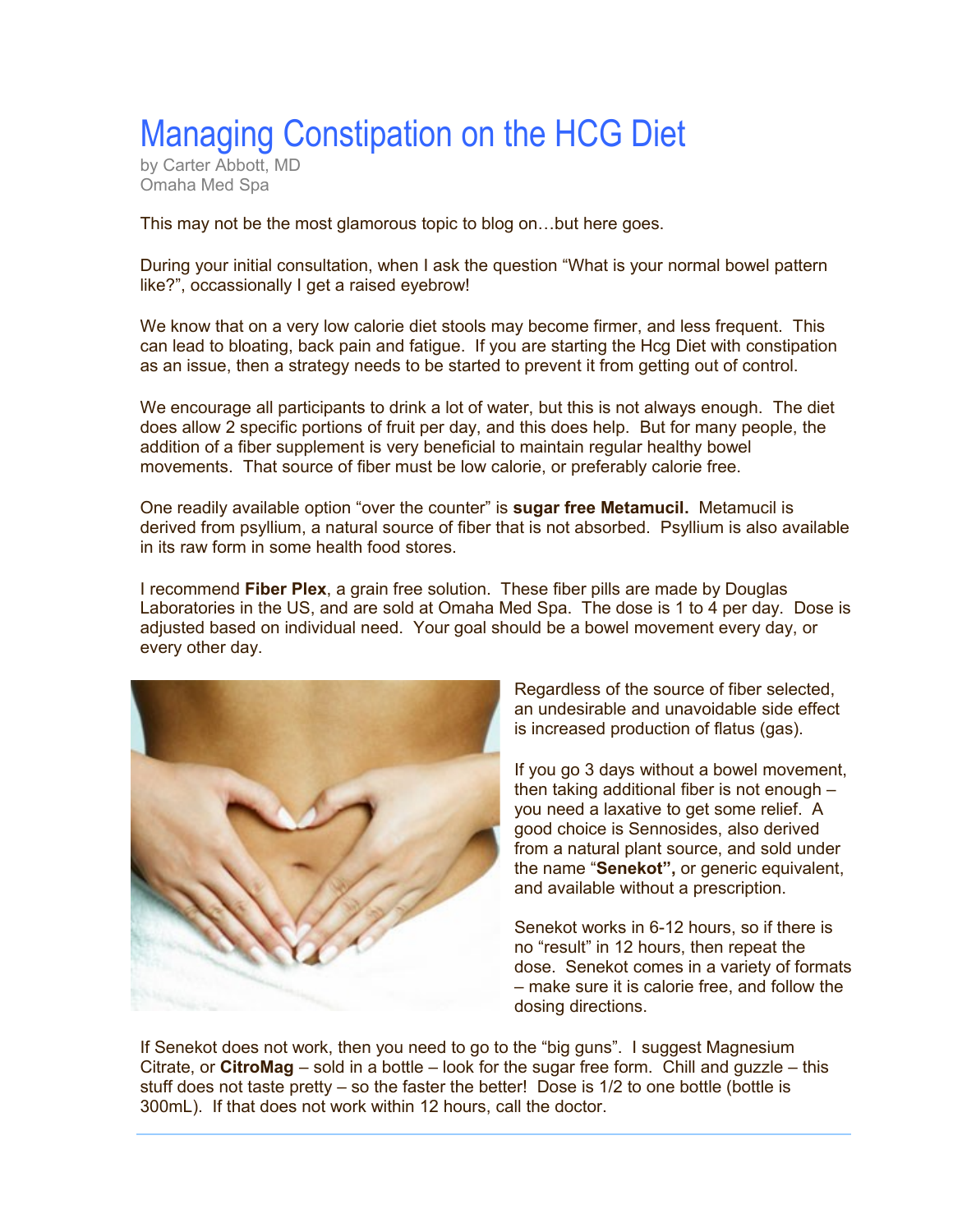# Managing Constipation on the HCG Diet

by Carter Abbott, MD
Omaha Med Spa

This may not be the most glamorous topic to blog on…but here goes.

During your initial consultation, when I ask the question "What is your normal bowel pattern like?", occassionally I get a raised eyebrow!

We know that on a very low calorie diet stools may become firmer, and less frequent. This can lead to bloating, back pain and fatigue. If you are starting the Hcg Diet with constipation as an issue, then a strategy needs to be started to prevent it from getting out of control.

We encourage all participants to drink a lot of water, but this is not always enough. The diet does allow 2 specific portions of fruit per day, and this does help. But for many people, the addition of a fiber supplement is very beneficial to maintain regular healthy bowel movements. That source of fiber must be low calorie, or preferably calorie free.

One readily available option "over the counter" is **sugar free Metamucil.** Metamucil is derived from psyllium, a natural source of fiber that is not absorbed. Psyllium is also available in its raw form in some health food stores.

I recommend **Fiber Plex**, a grain free solution. These fiber pills are made by Douglas Laboratories in the US, and are sold at Omaha Med Spa. The dose is 1 to 4 per day. Dose is adjusted based on individual need. Your goal should be a bowel movement every day, or every other day.

Regardless of the source of fiber selected, an undesirable and unavoidable side effect is increased production of flatus (gas).

If you go 3 days without a bowel movement, then taking additional fiber is not enough – you need a laxative to get some relief. A good choice is Sennosides, also derived from a natural plant source, and sold under the name "**Senekot",** or generic equivalent, and available without a prescription.

Senekot works in 6-12 hours, so if there is no "result" in 12 hours, then repeat the dose. Senekot comes in a variety of formats – make sure it is calorie free, and follow the dosing directions.

If Senekot does not work, then you need to go to the "big guns". I suggest Magnesium Citrate, or **CitroMag** – sold in a bottle – look for the sugar free form. Chill and guzzle – this stuff does not taste pretty – so the faster the better! Dose is 1/2 to one bottle (bottle is 300mL). If that does not work within 12 hours, call the doctor.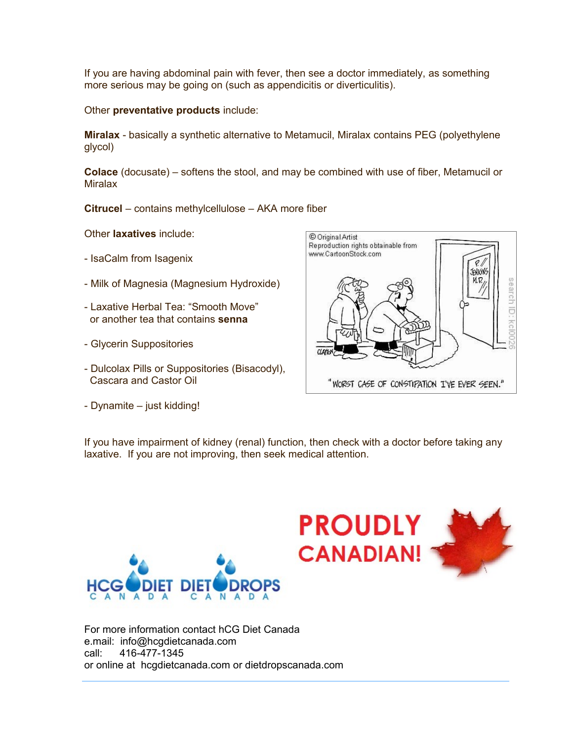If you are having abdominal pain with fever, then see a doctor immediately, as something more serious may be going on (such as appendicitis or diverticulitis).

Other **preventative products** include:

**Miralax** - basically a synthetic alternative to Metamucil, Miralax contains PEG (polyethylene glycol)

**Colace** (docusate) – softens the stool, and may be combined with use of fiber, Metamucil or Miralax

**Citrucel** – contains methylcellulose – AKA more fiber

Other **laxatives** include:

- IsaCalm from Isagenix
- Milk of Magnesia (Magnesium Hydroxide)
- Laxative Herbal Tea: "Smooth Move" or another tea that contains **senna**
- Glycerin Suppositories
- Dulcolax Pills or Suppositories (Bisacodyl), Cascara and Castor Oil
- Dynamite – just kidding!

If you have impairment of kidney (renal) function, then check with a doctor before taking any laxative. If you are not improving, then seek medical attention.

PROUDLY CANADIAN!

For more information contact hCG Diet Canada
e.mail: info@hcgdietcanada.com
call: 416-477-1345
or online at hcgdietcanada.com or dietdropscanada.com